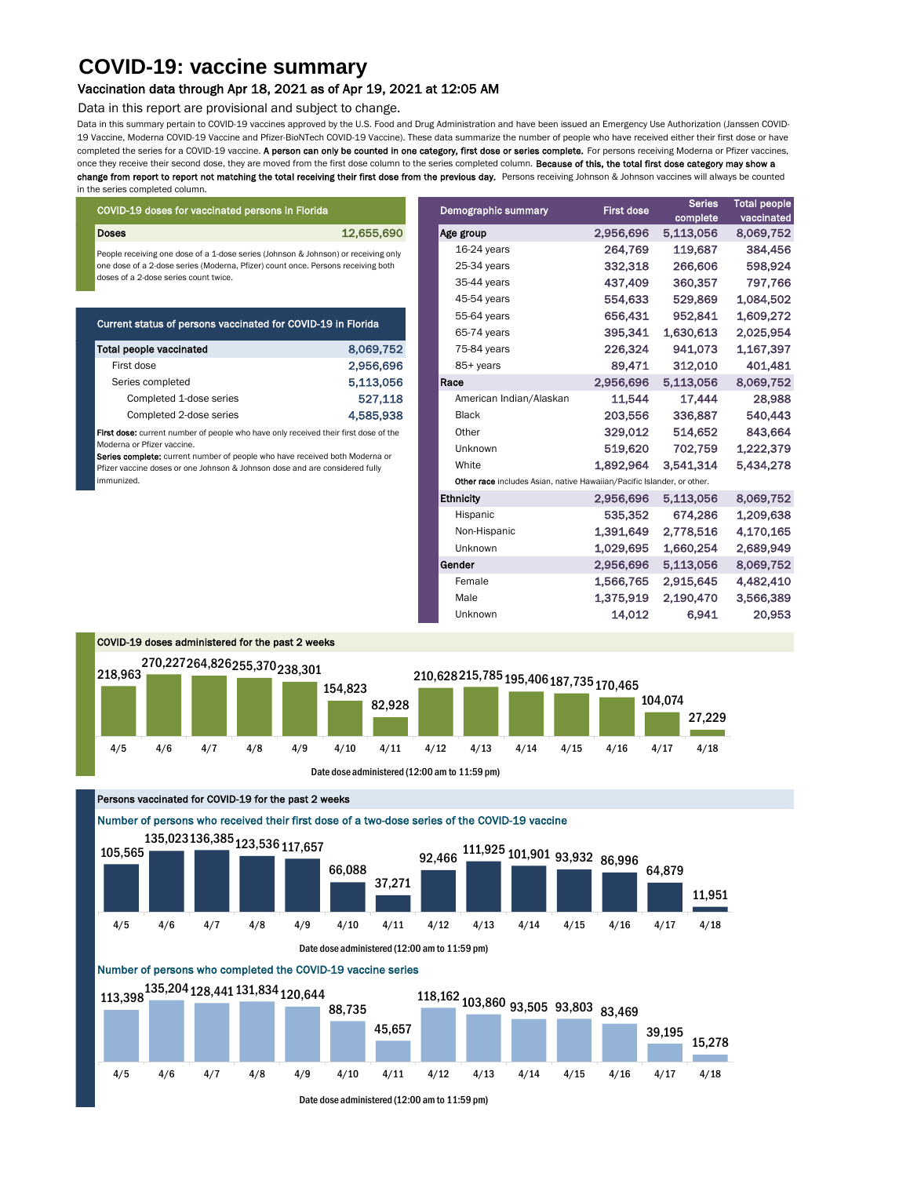# COVID-19: vaccine summary

### Vaccination data through Apr 18, 2021 as of Apr 19, 2021 at 12:05 AM

Data in this report are provisional and subject to change.

Data in this summary pertain to COVID-19 vaccines approved by the U.S. Food and Drug Administration and have been issued an Emergency Use Authorization (Janssen COVID-19 Vaccine, Moderna COVID-19 Vaccine and Pfizer-BioNTech COVID-19 Vaccine). These data summarize the number of people who have received either their first dose or have completed the series for a COVID-19 vaccine. **A person can only be counted in one category, first dose or series complete.** For persons receiving Moderna or Pfizer vaccines, once they receive their second dose, they are moved from the first dose column to the series completed column. **Because of this, the total first dose category may show a change from report to report not matching the total receiving their first dose from the previous day.** Persons receiving Johnson & Johnson vaccines will always be counted in the series completed column.

## COVID-19 doses for vaccinated persons in Florida

| Doses | 12,655,690 |
|---|---|

People receiving one dose of a 1-dose series (Johnson & Johnson) or receiving only one dose of a 2-dose series (Moderna, Pfizer) count once. Persons receiving both doses of a 2-dose series count twice.

## Current status of persons vaccinated for COVID-19 in Florida

| Total people vaccinated | 8,069,752 |
|---|---|
| First dose | 2,956,696 |
| Series completed | 5,113,056 |
| Completed 1-dose series | 527,118 |
| Completed 2-dose series | 4,585,938 |

**First dose:** current number of people who have only received their first dose of the Moderna or Pfizer vaccine.
**Series complete:** current number of people who have received both Moderna or Pfizer vaccine doses or one Johnson & Johnson dose and are considered fully immunized.

## Demographic summary

| Demographic summary | First dose | Series complete | Total people vaccinated |
|---|---|---|---|
| **Age group** | 2,956,696 | 5,113,056 | 8,069,752 |
| 16-24 years | 264,769 | 119,687 | 384,456 |
| 25-34 years | 332,318 | 266,606 | 598,924 |
| 35-44 years | 437,409 | 360,357 | 797,766 |
| 45-54 years | 554,633 | 529,869 | 1,084,502 |
| 55-64 years | 656,431 | 952,841 | 1,609,272 |
| 65-74 years | 395,341 | 1,630,613 | 2,025,954 |
| 75-84 years | 226,324 | 941,073 | 1,167,397 |
| 85+ years | 89,471 | 312,010 | 401,481 |
| **Race** | 2,956,696 | 5,113,056 | 8,069,752 |
| American Indian/Alaskan | 11,544 | 17,444 | 28,988 |
| Black | 203,556 | 336,887 | 540,443 |
| Other | 329,012 | 514,652 | 843,664 |
| Unknown | 519,620 | 702,759 | 1,222,379 |
| White | 1,892,964 | 3,541,314 | 5,434,278 |
| **Ethnicity** | 2,956,696 | 5,113,056 | 8,069,752 |
| Hispanic | 535,352 | 674,286 | 1,209,638 |
| Non-Hispanic | 1,391,649 | 2,778,516 | 4,170,165 |
| Unknown | 1,029,695 | 1,660,254 | 2,689,949 |
| **Gender** | 2,956,696 | 5,113,056 | 8,069,752 |
| Female | 1,566,765 | 2,915,645 | 4,482,410 |
| Male | 1,375,919 | 2,190,470 | 3,566,389 |
| Unknown | 14,012 | 6,941 | 20,953 |

**Other race** includes Asian, native Hawaiian/Pacific Islander, or other.

## COVID-19 doses administered for the past 2 weeks

| 4/5 | 4/6 | 4/7 | 4/8 | 4/9 | 4/10 | 4/11 | 4/12 | 4/13 | 4/14 | 4/15 | 4/16 | 4/17 | 4/18 |
|---|---|---|---|---|---|---|---|---|---|---|---|---|---|
| 218,963 | 270,227 | 264,826 | 255,370 | 238,301 | 154,823 | 82,928 | 210,628 | 215,785 | 195,406 | 187,735 | 170,465 | 104,074 | 27,229 |

Date dose administered (12:00 am to 11:59 pm)

## Persons vaccinated for COVID-19 for the past 2 weeks

### Number of persons who received their first dose of a two-dose series of the COVID-19 vaccine

| 4/5 | 4/6 | 4/7 | 4/8 | 4/9 | 4/10 | 4/11 | 4/12 | 4/13 | 4/14 | 4/15 | 4/16 | 4/17 | 4/18 |
|---|---|---|---|---|---|---|---|---|---|---|---|---|---|
| 105,565 | 135,023 | 136,385 | 123,536 | 117,657 | 66,088 | 37,271 | 92,466 | 111,925 | 101,901 | 93,932 | 86,996 | 64,879 | 11,951 |

Date dose administered (12:00 am to 11:59 pm)

### Number of persons who completed the COVID-19 vaccine series

| 4/5 | 4/6 | 4/7 | 4/8 | 4/9 | 4/10 | 4/11 | 4/12 | 4/13 | 4/14 | 4/15 | 4/16 | 4/17 | 4/18 |
|---|---|---|---|---|---|---|---|---|---|---|---|---|---|
| 113,398 | 135,204 | 128,441 | 131,834 | 120,644 | 88,735 | 45,657 | 118,162 | 103,860 | 93,505 | 93,803 | 83,469 | 39,195 | 15,278 |

Date dose administered (12:00 am to 11:59 pm)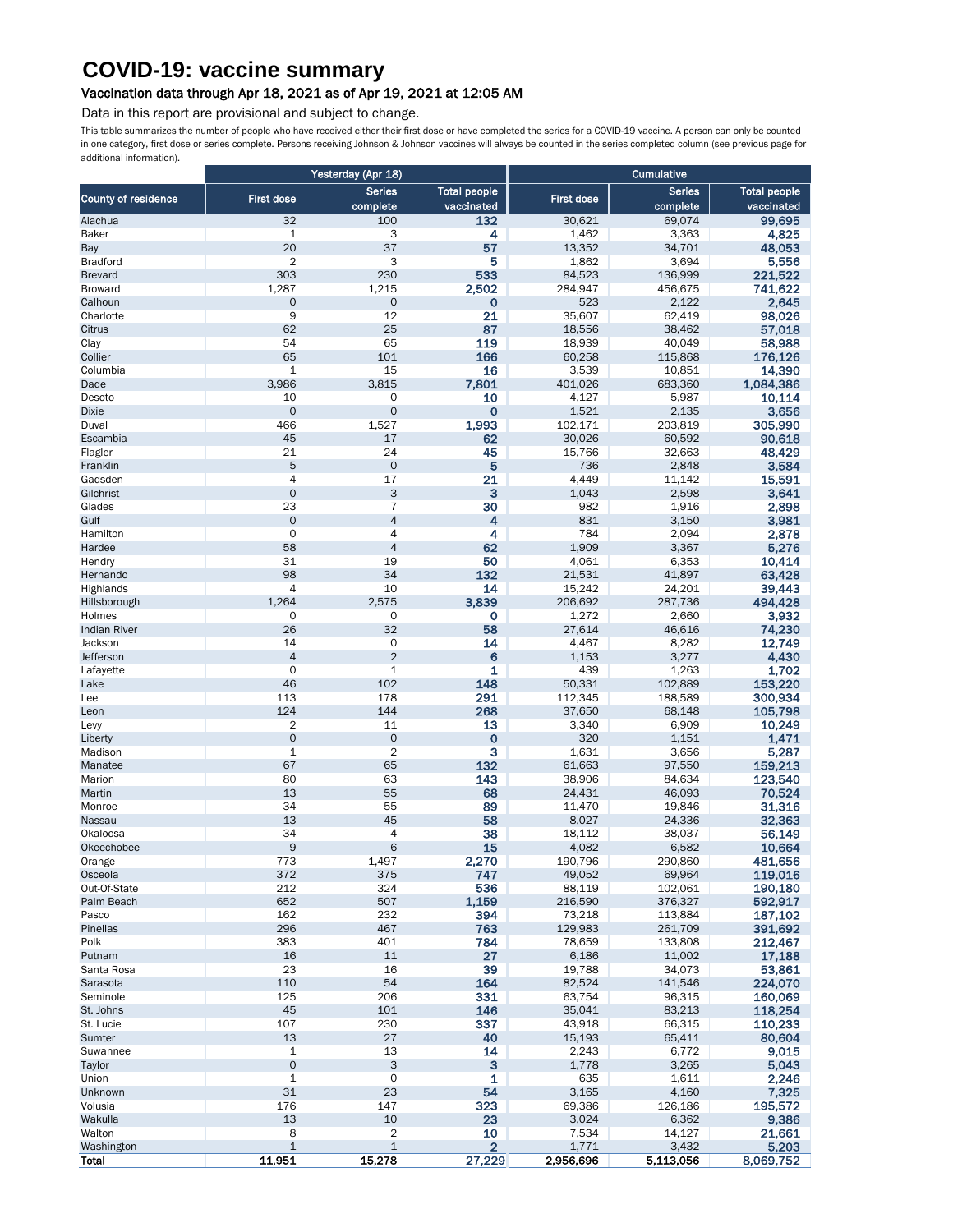# COVID-19: vaccine summary

### Vaccination data through Apr 18, 2021 as of Apr 19, 2021 at 12:05 AM

Data in this report are provisional and subject to change.

This table summarizes the number of people who have received either their first dose or have completed the series for a COVID-19 vaccine. A person can only be counted in one category, first dose or series complete. Persons receiving Johnson & Johnson vaccines will always be counted in the series completed column (see previous page for additional information).

| | Yesterday (Apr 18) | | | Cumulative | | |
|---|---|---|---|---|---|---|
| County of residence | First dose | Series complete | Total people vaccinated | First dose | Series complete | Total people vaccinated |
| Alachua | 32 | 100 | 132 | 30,621 | 69,074 | 99,695 |
| Baker | 1 | 3 | 4 | 1,462 | 3,363 | 4,825 |
| Bay | 20 | 37 | 57 | 13,352 | 34,701 | 48,053 |
| Bradford | 2 | 3 | 5 | 1,862 | 3,694 | 5,556 |
| Brevard | 303 | 230 | 533 | 84,523 | 136,999 | 221,522 |
| Broward | 1,287 | 1,215 | 2,502 | 284,947 | 456,675 | 741,622 |
| Calhoun | 0 | 0 | 0 | 523 | 2,122 | 2,645 |
| Charlotte | 9 | 12 | 21 | 35,607 | 62,419 | 98,026 |
| Citrus | 62 | 25 | 87 | 18,556 | 38,462 | 57,018 |
| Clay | 54 | 65 | 119 | 18,939 | 40,049 | 58,988 |
| Collier | 65 | 101 | 166 | 60,258 | 115,868 | 176,126 |
| Columbia | 1 | 15 | 16 | 3,539 | 10,851 | 14,390 |
| Dade | 3,986 | 3,815 | 7,801 | 401,026 | 683,360 | 1,084,386 |
| Desoto | 10 | 0 | 10 | 4,127 | 5,987 | 10,114 |
| Dixie | 0 | 0 | 0 | 1,521 | 2,135 | 3,656 |
| Duval | 466 | 1,527 | 1,993 | 102,171 | 203,819 | 305,990 |
| Escambia | 45 | 17 | 62 | 30,026 | 60,592 | 90,618 |
| Flagler | 21 | 24 | 45 | 15,766 | 32,663 | 48,429 |
| Franklin | 5 | 0 | 5 | 736 | 2,848 | 3,584 |
| Gadsden | 4 | 17 | 21 | 4,449 | 11,142 | 15,591 |
| Gilchrist | 0 | 3 | 3 | 1,043 | 2,598 | 3,641 |
| Glades | 23 | 7 | 30 | 982 | 1,916 | 2,898 |
| Gulf | 0 | 4 | 4 | 831 | 3,150 | 3,981 |
| Hamilton | 0 | 4 | 4 | 784 | 2,094 | 2,878 |
| Hardee | 58 | 4 | 62 | 1,909 | 3,367 | 5,276 |
| Hendry | 31 | 19 | 50 | 4,061 | 6,353 | 10,414 |
| Hernando | 98 | 34 | 132 | 21,531 | 41,897 | 63,428 |
| Highlands | 4 | 10 | 14 | 15,242 | 24,201 | 39,443 |
| Hillsborough | 1,264 | 2,575 | 3,839 | 206,692 | 287,736 | 494,428 |
| Holmes | 0 | 0 | 0 | 1,272 | 2,660 | 3,932 |
| Indian River | 26 | 32 | 58 | 27,614 | 46,616 | 74,230 |
| Jackson | 14 | 0 | 14 | 4,467 | 8,282 | 12,749 |
| Jefferson | 4 | 2 | 6 | 1,153 | 3,277 | 4,430 |
| Lafayette | 0 | 1 | 1 | 439 | 1,263 | 1,702 |
| Lake | 46 | 102 | 148 | 50,331 | 102,889 | 153,220 |
| Lee | 113 | 178 | 291 | 112,345 | 188,589 | 300,934 |
| Leon | 124 | 144 | 268 | 37,650 | 68,148 | 105,798 |
| Levy | 2 | 11 | 13 | 3,340 | 6,909 | 10,249 |
| Liberty | 0 | 0 | 0 | 320 | 1,151 | 1,471 |
| Madison | 1 | 2 | 3 | 1,631 | 3,656 | 5,287 |
| Manatee | 67 | 65 | 132 | 61,663 | 97,550 | 159,213 |
| Marion | 80 | 63 | 143 | 38,906 | 84,634 | 123,540 |
| Martin | 13 | 55 | 68 | 24,431 | 46,093 | 70,524 |
| Monroe | 34 | 55 | 89 | 11,470 | 19,846 | 31,316 |
| Nassau | 13 | 45 | 58 | 8,027 | 24,336 | 32,363 |
| Okaloosa | 34 | 4 | 38 | 18,112 | 38,037 | 56,149 |
| Okeechobee | 9 | 6 | 15 | 4,082 | 6,582 | 10,664 |
| Orange | 773 | 1,497 | 2,270 | 190,796 | 290,860 | 481,656 |
| Osceola | 372 | 375 | 747 | 49,052 | 69,964 | 119,016 |
| Out-Of-State | 212 | 324 | 536 | 88,119 | 102,061 | 190,180 |
| Palm Beach | 652 | 507 | 1,159 | 216,590 | 376,327 | 592,917 |
| Pasco | 162 | 232 | 394 | 73,218 | 113,884 | 187,102 |
| Pinellas | 296 | 467 | 763 | 129,983 | 261,709 | 391,692 |
| Polk | 383 | 401 | 784 | 78,659 | 133,808 | 212,467 |
| Putnam | 16 | 11 | 27 | 6,186 | 11,002 | 17,188 |
| Santa Rosa | 23 | 16 | 39 | 19,788 | 34,073 | 53,861 |
| Sarasota | 110 | 54 | 164 | 82,524 | 141,546 | 224,070 |
| Seminole | 125 | 206 | 331 | 63,754 | 96,315 | 160,069 |
| St. Johns | 45 | 101 | 146 | 35,041 | 83,213 | 118,254 |
| St. Lucie | 107 | 230 | 337 | 43,918 | 66,315 | 110,233 |
| Sumter | 13 | 27 | 40 | 15,193 | 65,411 | 80,604 |
| Suwannee | 1 | 13 | 14 | 2,243 | 6,772 | 9,015 |
| Taylor | 0 | 3 | 3 | 1,778 | 3,265 | 5,043 |
| Union | 1 | 0 | 1 | 635 | 1,611 | 2,246 |
| Unknown | 31 | 23 | 54 | 3,165 | 4,160 | 7,325 |
| Volusia | 176 | 147 | 323 | 69,386 | 126,186 | 195,572 |
| Wakulla | 13 | 10 | 23 | 3,024 | 6,362 | 9,386 |
| Walton | 8 | 2 | 10 | 7,534 | 14,127 | 21,661 |
| Washington | 1 | 1 | 2 | 1,771 | 3,432 | 5,203 |
| **Total** | **11,951** | **15,278** | **27,229** | **2,956,696** | **5,113,056** | **8,069,752** |